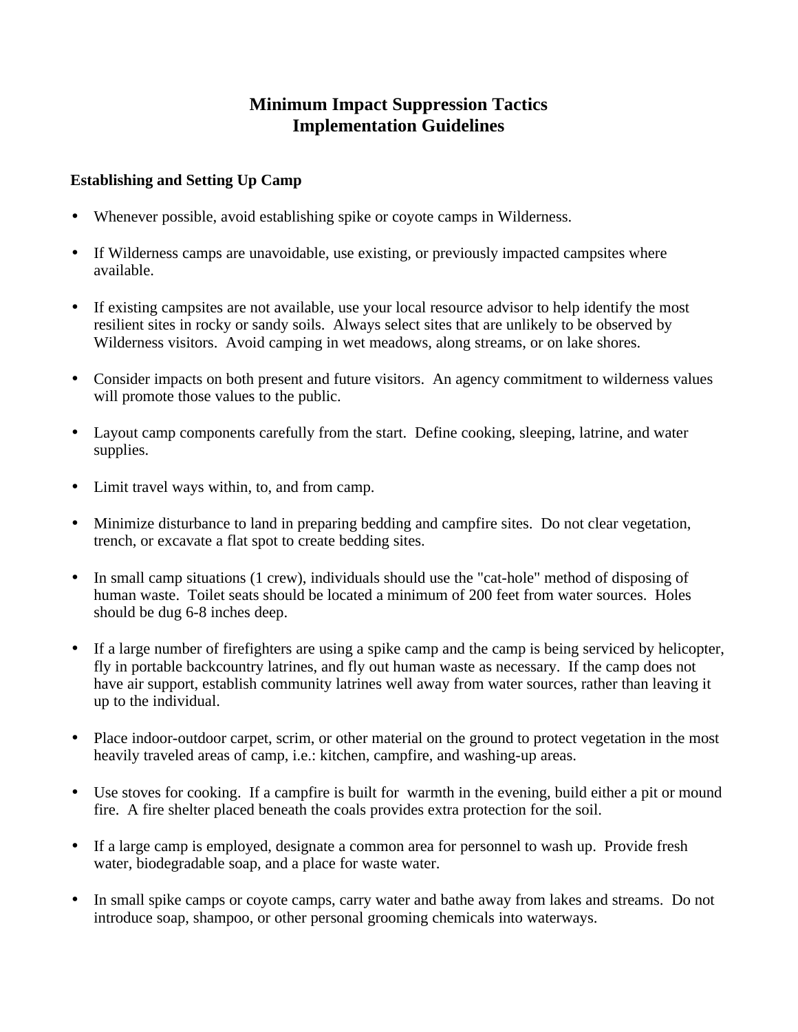# Minimum Impact Suppression Tactics
# Implementation Guidelines

### Establishing and Setting Up Camp

- Whenever possible, avoid establishing spike or coyote camps in Wilderness.
- If Wilderness camps are unavoidable, use existing, or previously impacted campsites where available.
- If existing campsites are not available, use your local resource advisor to help identify the most resilient sites in rocky or sandy soils. Always select sites that are unlikely to be observed by Wilderness visitors. Avoid camping in wet meadows, along streams, or on lake shores.
- Consider impacts on both present and future visitors. An agency commitment to wilderness values will promote those values to the public.
- Layout camp components carefully from the start. Define cooking, sleeping, latrine, and water supplies.
- Limit travel ways within, to, and from camp.
- Minimize disturbance to land in preparing bedding and campfire sites. Do not clear vegetation, trench, or excavate a flat spot to create bedding sites.
- In small camp situations (1 crew), individuals should use the "cat-hole" method of disposing of human waste. Toilet seats should be located a minimum of 200 feet from water sources. Holes should be dug 6-8 inches deep.
- If a large number of firefighters are using a spike camp and the camp is being serviced by helicopter, fly in portable backcountry latrines, and fly out human waste as necessary. If the camp does not have air support, establish community latrines well away from water sources, rather than leaving it up to the individual.
- Place indoor-outdoor carpet, scrim, or other material on the ground to protect vegetation in the most heavily traveled areas of camp, i.e.: kitchen, campfire, and washing-up areas.
- Use stoves for cooking. If a campfire is built for warmth in the evening, build either a pit or mound fire. A fire shelter placed beneath the coals provides extra protection for the soil.
- If a large camp is employed, designate a common area for personnel to wash up. Provide fresh water, biodegradable soap, and a place for waste water.
- In small spike camps or coyote camps, carry water and bathe away from lakes and streams. Do not introduce soap, shampoo, or other personal grooming chemicals into waterways.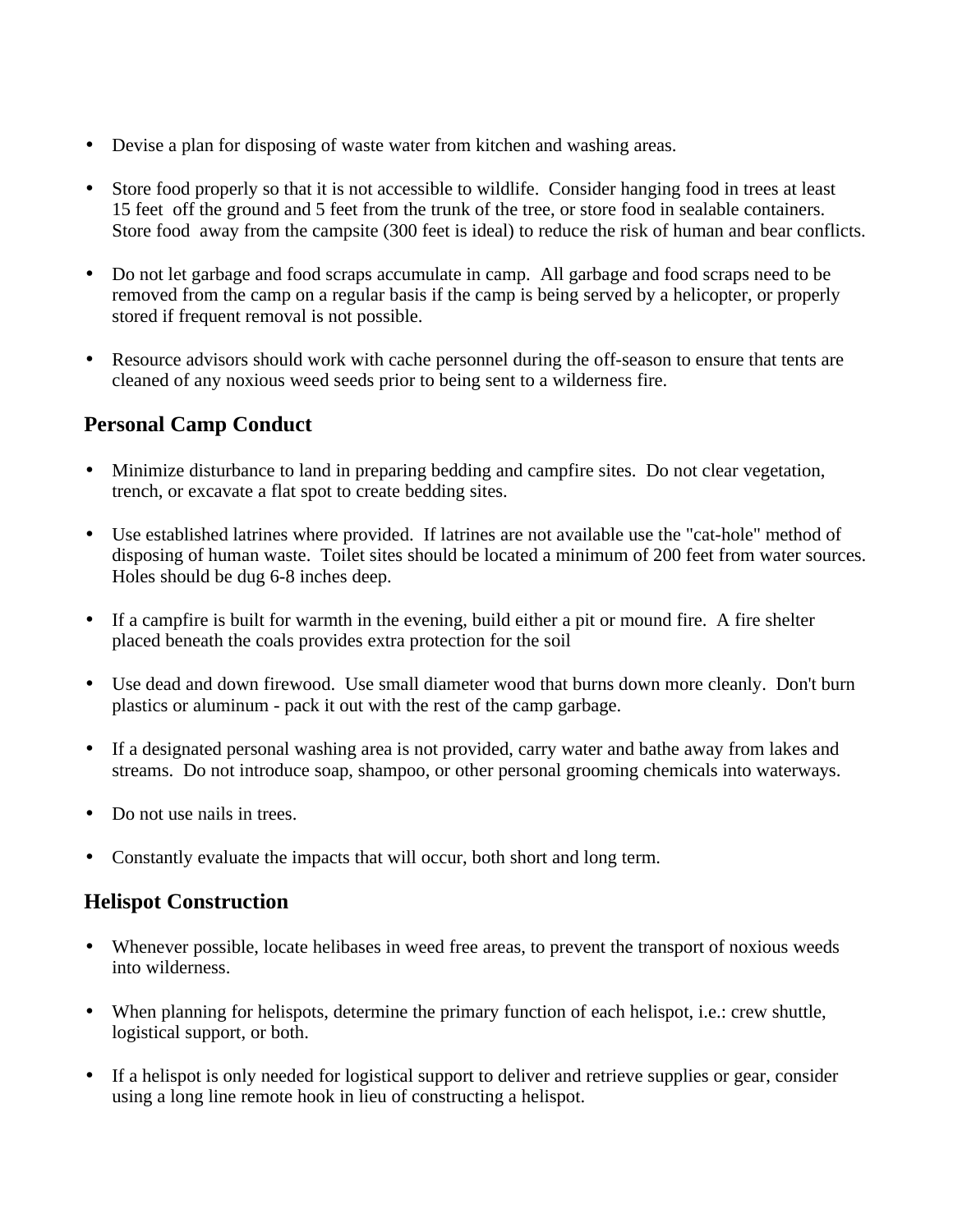- Devise a plan for disposing of waste water from kitchen and washing areas.

- Store food properly so that it is not accessible to wildlife. Consider hanging food in trees at least 15 feet off the ground and 5 feet from the trunk of the tree, or store food in sealable containers. Store food away from the campsite (300 feet is ideal) to reduce the risk of human and bear conflicts.

- Do not let garbage and food scraps accumulate in camp. All garbage and food scraps need to be removed from the camp on a regular basis if the camp is being served by a helicopter, or properly stored if frequent removal is not possible.

- Resource advisors should work with cache personnel during the off-season to ensure that tents are cleaned of any noxious weed seeds prior to being sent to a wilderness fire.

## Personal Camp Conduct

- Minimize disturbance to land in preparing bedding and campfire sites. Do not clear vegetation, trench, or excavate a flat spot to create bedding sites.

- Use established latrines where provided. If latrines are not available use the "cat-hole" method of disposing of human waste. Toilet sites should be located a minimum of 200 feet from water sources. Holes should be dug 6-8 inches deep.

- If a campfire is built for warmth in the evening, build either a pit or mound fire. A fire shelter placed beneath the coals provides extra protection for the soil

- Use dead and down firewood. Use small diameter wood that burns down more cleanly. Don't burn plastics or aluminum - pack it out with the rest of the camp garbage.

- If a designated personal washing area is not provided, carry water and bathe away from lakes and streams. Do not introduce soap, shampoo, or other personal grooming chemicals into waterways.

- Do not use nails in trees.

- Constantly evaluate the impacts that will occur, both short and long term.

## Helispot Construction

- Whenever possible, locate helibases in weed free areas, to prevent the transport of noxious weeds into wilderness.

- When planning for helispots, determine the primary function of each helispot, i.e.: crew shuttle, logistical support, or both.

- If a helispot is only needed for logistical support to deliver and retrieve supplies or gear, consider using a long line remote hook in lieu of constructing a helispot.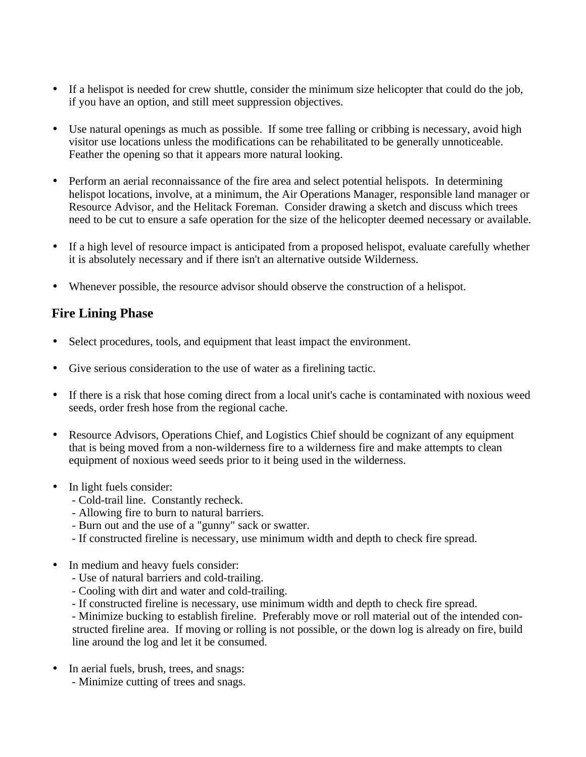- If a helispot is needed for crew shuttle, consider the minimum size helicopter that could do the job, if you have an option, and still meet suppression objectives.

- Use natural openings as much as possible. If some tree falling or cribbing is necessary, avoid high visitor use locations unless the modifications can be rehabilitated to be generally unnoticeable. Feather the opening so that it appears more natural looking.

- Perform an aerial reconnaissance of the fire area and select potential helispots. In determining helispot locations, involve, at a minimum, the Air Operations Manager, responsible land manager or Resource Advisor, and the Helitack Foreman. Consider drawing a sketch and discuss which trees need to be cut to ensure a safe operation for the size of the helicopter deemed necessary or available.

- If a high level of resource impact is anticipated from a proposed helispot, evaluate carefully whether it is absolutely necessary and if there isn't an alternative outside Wilderness.

- Whenever possible, the resource advisor should observe the construction of a helispot.

## Fire Lining Phase

- Select procedures, tools, and equipment that least impact the environment.

- Give serious consideration to the use of water as a firelining tactic.

- If there is a risk that hose coming direct from a local unit's cache is contaminated with noxious weed seeds, order fresh hose from the regional cache.

- Resource Advisors, Operations Chief, and Logistics Chief should be cognizant of any equipment that is being moved from a non-wilderness fire to a wilderness fire and make attempts to clean equipment of noxious weed seeds prior to it being used in the wilderness.

- In light fuels consider:
  - Cold-trail line. Constantly recheck.
  - Allowing fire to burn to natural barriers.
  - Burn out and the use of a "gunny" sack or swatter.
  - If constructed fireline is necessary, use minimum width and depth to check fire spread.

- In medium and heavy fuels consider:
  - Use of natural barriers and cold-trailing.
  - Cooling with dirt and water and cold-trailing.
  - If constructed fireline is necessary, use minimum width and depth to check fire spread.
  - Minimize bucking to establish fireline. Preferably move or roll material out of the intended constructed fireline area. If moving or rolling is not possible, or the down log is already on fire, build line around the log and let it be consumed.

- In aerial fuels, brush, trees, and snags:
  - Minimize cutting of trees and snags.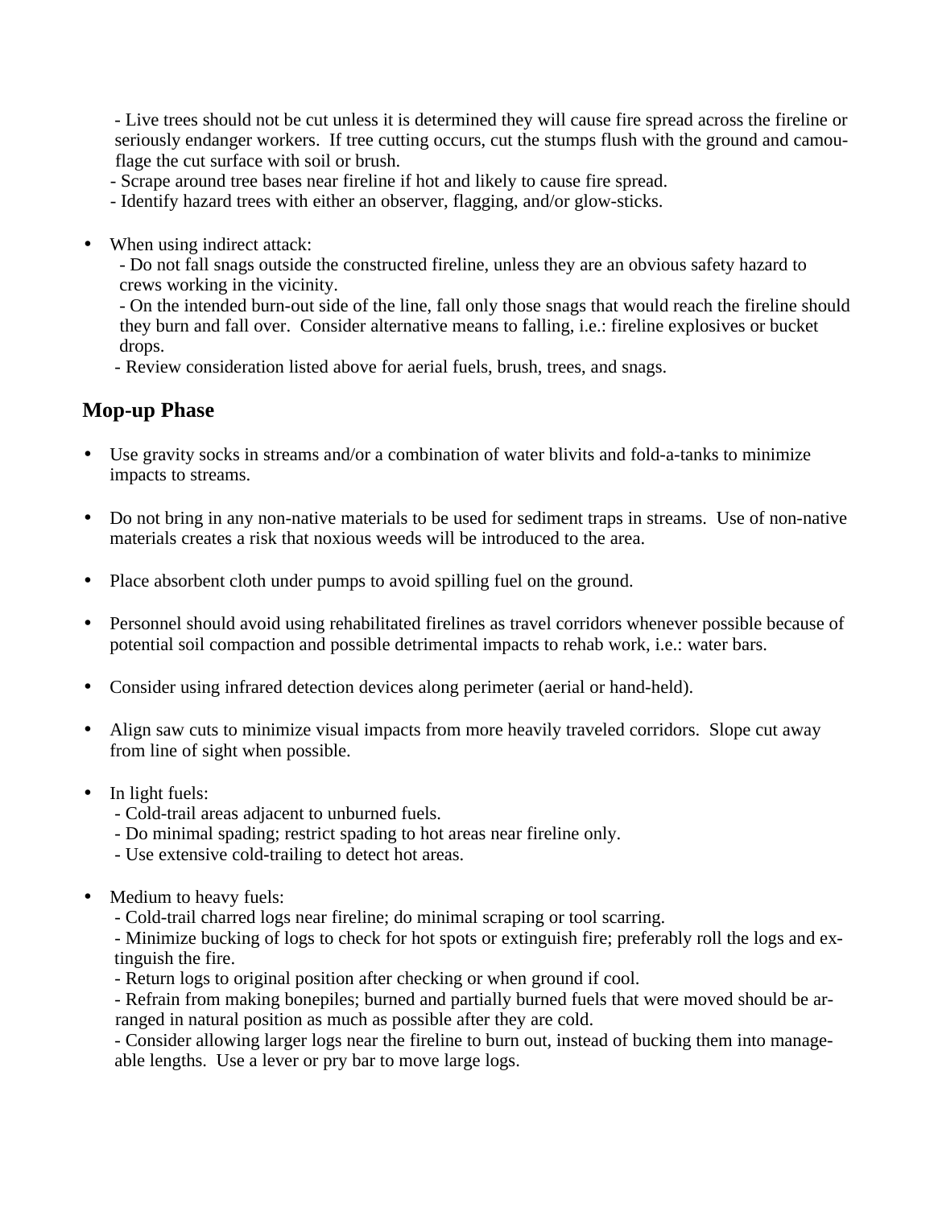- Live trees should not be cut unless it is determined they will cause fire spread across the fireline or seriously endanger workers. If tree cutting occurs, cut the stumps flush with the ground and camouflage the cut surface with soil or brush.
- Scrape around tree bases near fireline if hot and likely to cause fire spread.
- Identify hazard trees with either an observer, flagging, and/or glow-sticks.

- When using indirect attack:
  - Do not fall snags outside the constructed fireline, unless they are an obvious safety hazard to crews working in the vicinity.
  - On the intended burn-out side of the line, fall only those snags that would reach the fireline should they burn and fall over. Consider alternative means to falling, i.e.: fireline explosives or bucket drops.
  - Review consideration listed above for aerial fuels, brush, trees, and snags.

## Mop-up Phase

- Use gravity socks in streams and/or a combination of water blivits and fold-a-tanks to minimize impacts to streams.

- Do not bring in any non-native materials to be used for sediment traps in streams. Use of non-native materials creates a risk that noxious weeds will be introduced to the area.

- Place absorbent cloth under pumps to avoid spilling fuel on the ground.

- Personnel should avoid using rehabilitated firelines as travel corridors whenever possible because of potential soil compaction and possible detrimental impacts to rehab work, i.e.: water bars.

- Consider using infrared detection devices along perimeter (aerial or hand-held).

- Align saw cuts to minimize visual impacts from more heavily traveled corridors. Slope cut away from line of sight when possible.

- In light fuels:
  - Cold-trail areas adjacent to unburned fuels.
  - Do minimal spading; restrict spading to hot areas near fireline only.
  - Use extensive cold-trailing to detect hot areas.

- Medium to heavy fuels:
  - Cold-trail charred logs near fireline; do minimal scraping or tool scarring.
  - Minimize bucking of logs to check for hot spots or extinguish fire; preferably roll the logs and extinguish the fire.
  - Return logs to original position after checking or when ground if cool.
  - Refrain from making bonepiles; burned and partially burned fuels that were moved should be arranged in natural position as much as possible after they are cold.
  - Consider allowing larger logs near the fireline to burn out, instead of bucking them into manageable lengths. Use a lever or pry bar to move large logs.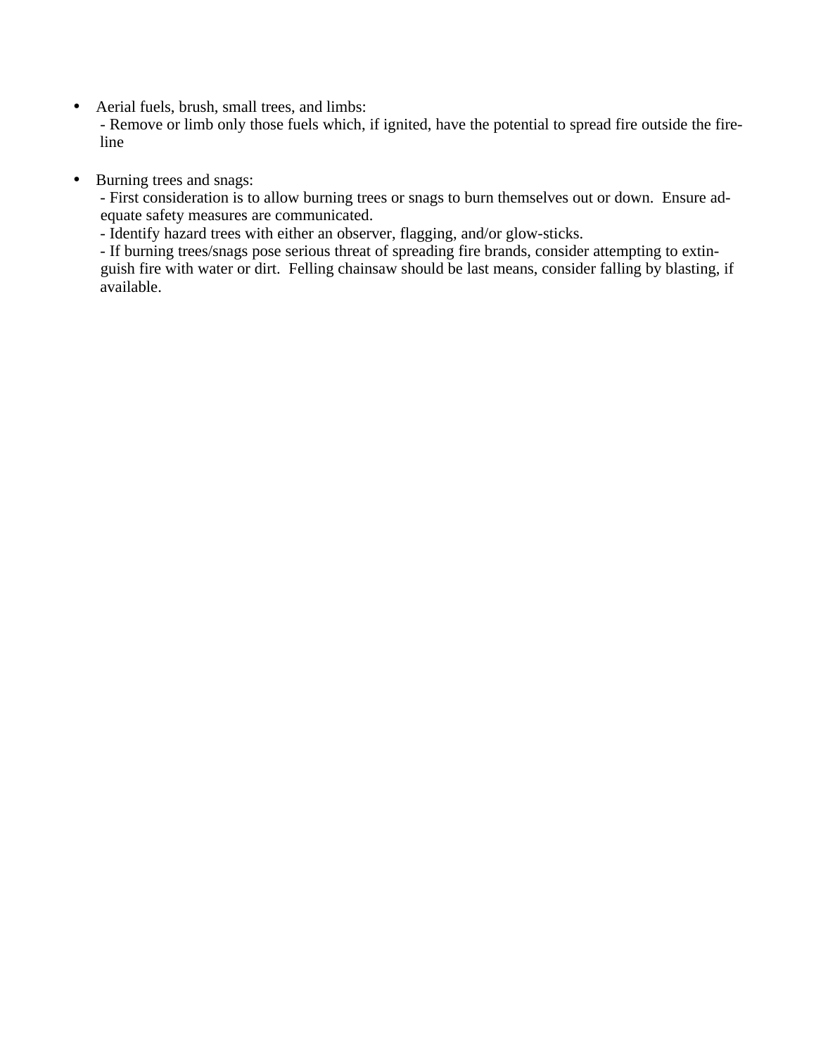- Aerial fuels, brush, small trees, and limbs:
  - Remove or limb only those fuels which, if ignited, have the potential to spread fire outside the fireline

- Burning trees and snags:
  - First consideration is to allow burning trees or snags to burn themselves out or down. Ensure adequate safety measures are communicated.
  - Identify hazard trees with either an observer, flagging, and/or glow-sticks.
  - If burning trees/snags pose serious threat of spreading fire brands, consider attempting to extinguish fire with water or dirt. Felling chainsaw should be last means, consider falling by blasting, if available.